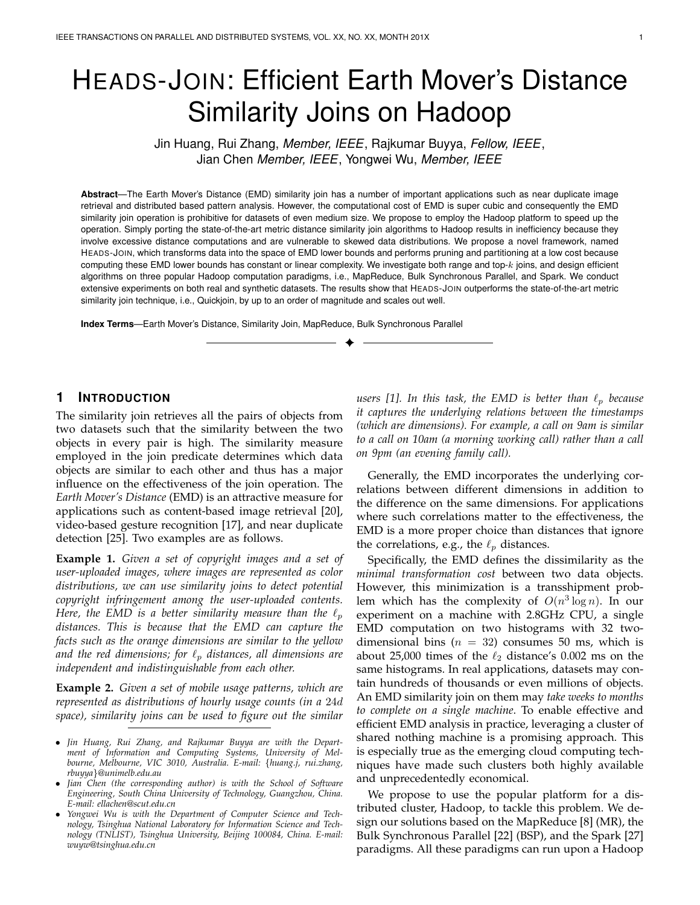# HEADS-JOIN: Efficient Earth Mover's Distance Similarity Joins on Hadoop

Jin Huang, Rui Zhang, *Member, IEEE*, Rajkumar Buyya, *Fellow, IEEE*, Jian Chen *Member, IEEE*, Yongwei Wu, *Member, IEEE*

**Abstract**—The Earth Mover's Distance (EMD) similarity join has a number of important applications such as near duplicate image retrieval and distributed based pattern analysis. However, the computational cost of EMD is super cubic and consequently the EMD similarity join operation is prohibitive for datasets of even medium size. We propose to employ the Hadoop platform to speed up the operation. Simply porting the state-of-the-art metric distance similarity join algorithms to Hadoop results in inefficiency because they involve excessive distance computations and are vulnerable to skewed data distributions. We propose a novel framework, named HEADS-JOIN, which transforms data into the space of EMD lower bounds and performs pruning and partitioning at a low cost because computing these EMD lower bounds has constant or linear complexity. We investigate both range and top-$k$ joins, and design efficient algorithms on three popular Hadoop computation paradigms, i.e., MapReduce, Bulk Synchronous Parallel, and Spark. We conduct extensive experiments on both real and synthetic datasets. The results show that HEADS-JOIN outperforms the state-of-the-art metric similarity join technique, i.e., Quickjoin, by up to an order of magnitude and scales out well.

**Index Terms**—Earth Mover's Distance, Similarity Join, MapReduce, Bulk Synchronous Parallel

## 1 INTRODUCTION

The similarity join retrieves all the pairs of objects from two datasets such that the similarity between the two objects in every pair is high. The similarity measure employed in the join predicate determines which data objects are similar to each other and thus has a major influence on the effectiveness of the join operation. The *Earth Mover's Distance* (EMD) is an attractive measure for applications such as content-based image retrieval [20], video-based gesture recognition [17], and near duplicate detection [25]. Two examples are as follows.

**Example 1.** *Given a set of copyright images and a set of user-uploaded images, where images are represented as color distributions, we can use similarity joins to detect potential copyright infringement among the user-uploaded contents. Here, the EMD is a better similarity measure than the $\ell_p$ distances. This is because that the EMD can capture the facts such as the orange dimensions are similar to the yellow and the red dimensions; for $\ell_p$ distances, all dimensions are independent and indistinguishable from each other.*

**Example 2.** *Given a set of mobile usage patterns, which are represented as distributions of hourly usage counts (in a $24d$ space), similarity joins can be used to figure out the similar users [1]. In this task, the EMD is better than $\ell_p$ because it captures the underlying relations between the timestamps (which are dimensions). For example, a call on 9am is similar to a call on 10am (a morning working call) rather than a call on 9pm (an evening family call).*

Generally, the EMD incorporates the underlying correlations between different dimensions in addition to the difference on the same dimensions. For applications where such correlations matter to the effectiveness, the EMD is a more proper choice than distances that ignore the correlations, e.g., the $\ell_p$ distances.

Specifically, the EMD defines the dissimilarity as the *minimal transformation cost* between two data objects. However, this minimization is a transshipment problem which has the complexity of $O(n^3 \log n)$. In our experiment on a machine with 2.8GHz CPU, a single EMD computation on two histograms with 32 two-dimensional bins ($n = 32$) consumes 50 ms, which is about 25,000 times of the $\ell_2$ distance's 0.002 ms on the same histograms. In real applications, datasets may contain hundreds of thousands or even millions of objects. An EMD similarity join on them may *take weeks to months to complete on a single machine*. To enable effective and efficient EMD analysis in practice, leveraging a cluster of shared nothing machine is a promising approach. This is especially true as the emerging cloud computing techniques have made such clusters both highly available and unprecedentedly economical.

We propose to use the popular platform for a distributed cluster, Hadoop, to tackle this problem. We design our solutions based on the MapReduce [8] (MR), the Bulk Synchronous Parallel [22] (BSP), and the Spark [27] paradigms. All these paradigms can run upon a Hadoop

---

- *Jin Huang, Rui Zhang, and Rajkumar Buyya are with the Department of Information and Computing Systems, University of Melbourne, Melbourne, VIC 3010, Australia. E-mail: {huang.j, rui.zhang, rbuyya}@unimelb.edu.au*
- *Jian Chen (the corresponding author) is with the School of Software Engineering, South China University of Technology, Guangzhou, China. E-mail: ellachen@scut.edu.cn*
- *Yongwei Wu is with the Department of Computer Science and Technology, Tsinghua National Laboratory for Information Science and Technology (TNLIST), Tsinghua University, Beijing 100084, China. E-mail: wuyw@tsinghua.edu.cn*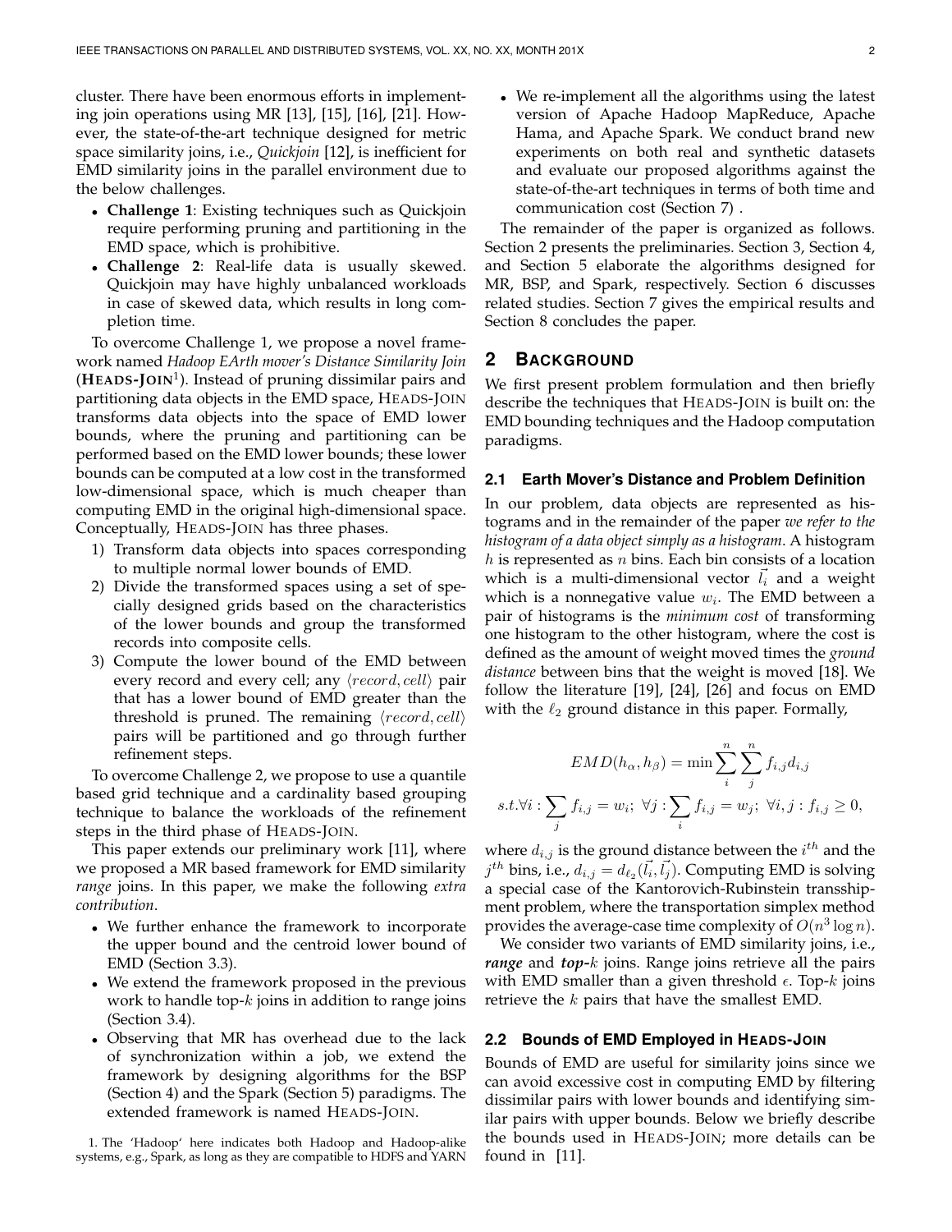cluster. There have been enormous efforts in implementing join operations using MR [13], [15], [16], [21]. However, the state-of-the-art technique designed for metric space similarity joins, i.e., *Quickjoin* [12], is inefficient for EMD similarity joins in the parallel environment due to the below challenges.

- **Challenge 1**: Existing techniques such as Quickjoin require performing pruning and partitioning in the EMD space, which is prohibitive.
- **Challenge 2**: Real-life data is usually skewed. Quickjoin may have highly unbalanced workloads in case of skewed data, which results in long completion time.

To overcome Challenge 1, we propose a novel framework named *Hadoop EArth mover's Distance Similarity Join* (**HEADS-JOIN**[1]). Instead of pruning dissimilar pairs and partitioning data objects in the EMD space, HEADS-JOIN transforms data objects into the space of EMD lower bounds, where the pruning and partitioning can be performed based on the EMD lower bounds; these lower bounds can be computed at a low cost in the transformed low-dimensional space, which is much cheaper than computing EMD in the original high-dimensional space. Conceptually, HEADS-JOIN has three phases.

1) Transform data objects into spaces corresponding to multiple normal lower bounds of EMD.
2) Divide the transformed spaces using a set of specially designed grids based on the characteristics of the lower bounds and group the transformed records into composite cells.
3) Compute the lower bound of the EMD between every record and every cell; any $\langle record, cell\rangle$ pair that has a lower bound of EMD greater than the threshold is pruned. The remaining $\langle record, cell\rangle$ pairs will be partitioned and go through further refinement steps.

To overcome Challenge 2, we propose to use a quantile based grid technique and a cardinality based grouping technique to balance the workloads of the refinement steps in the third phase of HEADS-JOIN.

This paper extends our preliminary work [11], where we proposed a MR based framework for EMD similarity *range* joins. In this paper, we make the following *extra contribution*.

- We further enhance the framework to incorporate the upper bound and the centroid lower bound of EMD (Section 3.3).
- We extend the framework proposed in the previous work to handle top-$k$ joins in addition to range joins (Section 3.4).
- Observing that MR has overhead due to the lack of synchronization within a job, we extend the framework by designing algorithms for the BSP (Section 4) and the Spark (Section 5) paradigms. The extended framework is named HEADS-JOIN.
- We re-implement all the algorithms using the latest version of Apache Hadoop MapReduce, Apache Hama, and Apache Spark. We conduct brand new experiments on both real and synthetic datasets and evaluate our proposed algorithms against the state-of-the-art techniques in terms of both time and communication cost (Section 7) .

The remainder of the paper is organized as follows. Section 2 presents the preliminaries. Section 3, Section 4, and Section 5 elaborate the algorithms designed for MR, BSP, and Spark, respectively. Section 6 discusses related studies. Section 7 gives the empirical results and Section 8 concludes the paper.

[1] The 'Hadoop' here indicates both Hadoop and Hadoop-alike systems, e.g., Spark, as long as they are compatible to HDFS and YARN

## 2 BACKGROUND

We first present problem formulation and then briefly describe the techniques that HEADS-JOIN is built on: the EMD bounding techniques and the Hadoop computation paradigms.

### 2.1 Earth Mover's Distance and Problem Definition

In our problem, data objects are represented as histograms and in the remainder of the paper *we refer to the histogram of a data object simply as a histogram*. A histogram $h$ is represented as $n$ bins. Each bin consists of a location which is a multi-dimensional vector $\vec{l_i}$ and a weight which is a nonnegative value $w_i$. The EMD between a pair of histograms is the *minimum cost* of transforming one histogram to the other histogram, where the cost is defined as the amount of weight moved times the *ground distance* between bins that the weight is moved [18]. We follow the literature [19], [24], [26] and focus on EMD with the $\ell_2$ ground distance in this paper. Formally,

$$EMD(h_\alpha, h_\beta) = \min \sum_{i}^{n} \sum_{j}^{n} f_{i,j} d_{i,j}$$
$$s.t. \forall i : \sum_{j} f_{i,j} = w_i;\ \forall j : \sum_{i} f_{i,j} = w_j;\ \forall i, j : f_{i,j} \geq 0,$$

where $d_{i,j}$ is the ground distance between the $i^{th}$ and the $j^{th}$ bins, i.e., $d_{i,j} = d_{\ell_2}(\vec{l_i}, \vec{l_j})$. Computing EMD is solving a special case of the Kantorovich-Rubinstein transshipment problem, where the transportation simplex method provides the average-case time complexity of $O(n^3 \log n)$.

We consider two variants of EMD similarity joins, i.e., ***range*** and ***top-$k$*** joins. Range joins retrieve all the pairs with EMD smaller than a given threshold $\epsilon$. Top-$k$ joins retrieve the $k$ pairs that have the smallest EMD.

### 2.2 Bounds of EMD Employed in HEADS-JOIN

Bounds of EMD are useful for similarity joins since we can avoid excessive cost in computing EMD by filtering dissimilar pairs with lower bounds and identifying similar pairs with upper bounds. Below we briefly describe the bounds used in HEADS-JOIN; more details can be found in [11].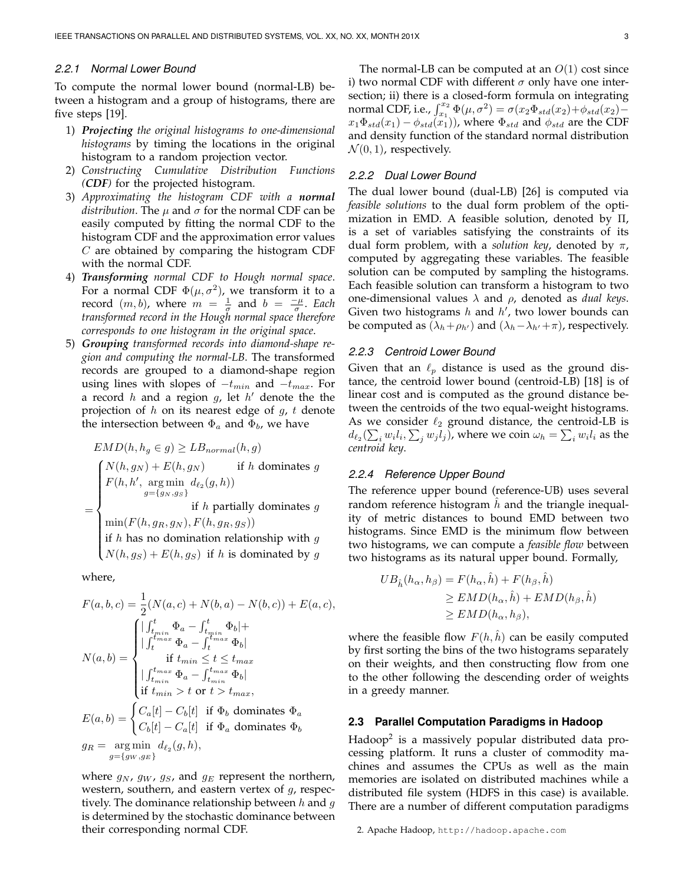#### 2.2.1 Normal Lower Bound

To compute the normal lower bound (normal-LB) between a histogram and a group of histograms, there are five steps [19].

1) ***Projecting** the original histograms to one-dimensional histograms* by timing the locations in the original histogram to a random projection vector.
2) *Constructing Cumulative Distribution Functions **(CDF)** for the projected histogram.*
3) *Approximating the histogram CDF with a **normal** distribution.* The $\mu$ and $\sigma$ for the normal CDF can be easily computed by fitting the normal CDF to the histogram CDF and the approximation error values $C$ are obtained by comparing the histogram CDF with the normal CDF.
4) ***Transforming** normal CDF to Hough normal space.* For a normal CDF $\Phi(\mu, \sigma^2)$, we transform it to a record $(m, b)$, where $m = \frac{1}{\sigma}$ and $b = \frac{-\mu}{\sigma}$. *Each transformed record in the Hough normal space therefore corresponds to one histogram in the original space.*
5) ***Grouping** transformed records into diamond-shape region and computing the normal-LB.* The transformed records are grouped to a diamond-shape region using lines with slopes of $-t_{min}$ and $-t_{max}$. For a record $h$ and a region $g$, let $h'$ denote the the projection of $h$ on its nearest edge of $g$, $t$ denote the intersection between $\Phi_a$ and $\Phi_b$, we have

$$
\begin{aligned}
&EMD(h, h_g \in g) \geq LB_{normal}(h, g) \\
&= \begin{cases}
N(h, g_N) + E(h, g_N) & \text{if } h \text{ dominates } g \\
F(h, h', \underset{g=\{g_N, g_S\}}{\arg\min}\, d_{\ell_2}(g, h)) & \\
 & \text{if } h \text{ partially dominates } g \\
\min(F(h, g_R, g_N), F(h, g_R, g_S)) & \\
\text{if } h \text{ has no domination relationship with } g & \\
N(h, g_S) + E(h, g_S) & \text{if } h \text{ is dominated by } g
\end{cases}
\end{aligned}
$$

where,

$$
\begin{aligned}
F(a, b, c) &= \frac{1}{2}(N(a, c) + N(b, a) - N(b, c)) + E(a, c), \\
N(a, b) &= \begin{cases}
|\int_{t_{min}}^{t} \Phi_a - \int_{t_{min}}^{t} \Phi_b| + \\
|\int_{t}^{t_{max}} \Phi_a - \int_{t}^{t_{max}} \Phi_b| \\
\quad \text{if } t_{min} \leq t \leq t_{max} \\
|\int_{t_{min}}^{t_{max}} \Phi_a - \int_{t_{min}}^{t_{max}} \Phi_b| \\
\text{if } t_{min} > t \text{ or } t > t_{max},
\end{cases} \\
E(a, b) &= \begin{cases}
C_a[t] - C_b[t] & \text{if } \Phi_b \text{ dominates } \Phi_a \\
C_b[t] - C_a[t] & \text{if } \Phi_a \text{ dominates } \Phi_b
\end{cases} \\
g_R &= \underset{g=\{g_W, g_E\}}{\arg\min}\, d_{\ell_2}(g, h),
\end{aligned}
$$

where $g_N$, $g_W$, $g_S$, and $g_E$ represent the northern, western, southern, and eastern vertex of $g$, respectively. The dominance relationship between $h$ and $g$ is determined by the stochastic dominance between their corresponding normal CDF.

The normal-LB can be computed at an $O(1)$ cost since i) two normal CDF with different $\sigma$ only have one intersection; ii) there is a closed-form formula on integrating normal CDF, i.e., $\int_{x_1}^{x_2} \Phi(\mu, \sigma^2) = \sigma(x_2 \Phi_{std}(x_2) + \phi_{std}(x_2) - x_1 \Phi_{std}(x_1) - \phi_{std}(x_1))$, where $\Phi_{std}$ and $\phi_{std}$ are the CDF and density function of the standard normal distribution $\mathcal{N}(0, 1)$, respectively.

#### 2.2.2 Dual Lower Bound

The dual lower bound (dual-LB) [26] is computed via *feasible solutions* to the dual form problem of the optimization in EMD. A feasible solution, denoted by $\Pi$, is a set of variables satisfying the constraints of its dual form problem, with a *solution key*, denoted by $\pi$, computed by aggregating these variables. The feasible solution can be computed by sampling the histograms. Each feasible solution can transform a histogram to two one-dimensional values $\lambda$ and $\rho$, denoted as *dual keys*. Given two histograms $h$ and $h'$, two lower bounds can be computed as $(\lambda_h + \rho_{h'})$ and $(\lambda_h - \lambda_{h'} + \pi)$, respectively.

#### 2.2.3 Centroid Lower Bound

Given that an $\ell_p$ distance is used as the ground distance, the centroid lower bound (centroid-LB) [18] is of linear cost and is computed as the ground distance between the centroids of the two equal-weight histograms. As we consider $\ell_2$ ground distance, the centroid-LB is $d_{\ell_2}(\sum_i w_i l_i, \sum_j w_j l_j)$, where we coin $\omega_h = \sum_i w_i l_i$ as the *centroid key*.

#### 2.2.4 Reference Upper Bound

The reference upper bound (reference-UB) uses several random reference histogram $\hat{h}$ and the triangle inequality of metric distances to bound EMD between two histograms. Since EMD is the minimum flow between two histograms, we can compute a *feasible flow* between two histograms as its natural upper bound. Formally,

$$
\begin{aligned}
UB_{\hat{h}}(h_\alpha, h_\beta) &= F(h_\alpha, \hat{h}) + F(h_\beta, \hat{h}) \\
&\geq EMD(h_\alpha, \hat{h}) + EMD(h_\beta, \hat{h}) \\
&\geq EMD(h_\alpha, h_\beta),
\end{aligned}
$$

where the feasible flow $F(h, \hat{h})$ can be easily computed by first sorting the bins of the two histograms separately on their weights, and then constructing flow from one to the other following the descending order of weights in a greedy manner.

### 2.3 Parallel Computation Paradigms in Hadoop

Hadoop[2] is a massively popular distributed data processing platform. It runs a cluster of commodity machines and assumes the CPUs as well as the main memories are isolated on distributed machines while a distributed file system (HDFS in this case) is available. There are a number of different computation paradigms

2. Apache Hadoop, http://hadoop.apache.com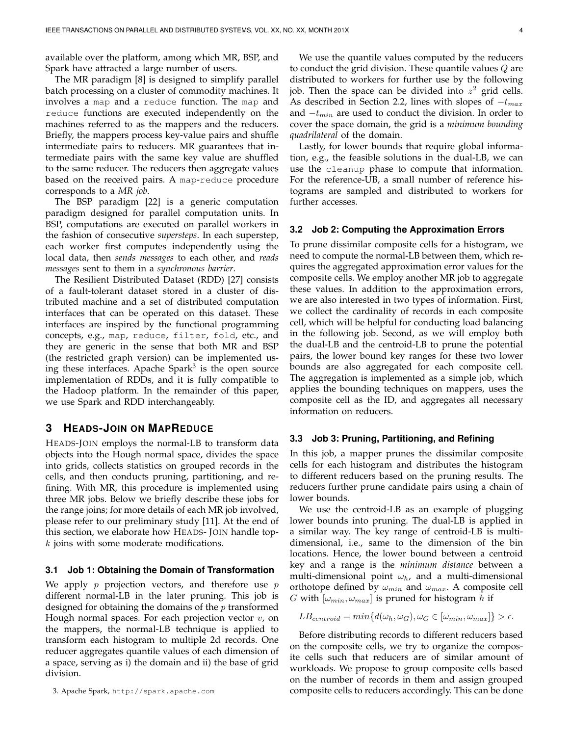available over the platform, among which MR, BSP, and Spark have attracted a large number of users.

The MR paradigm [8] is designed to simplify parallel batch processing on a cluster of commodity machines. It involves a `map` and a `reduce` function. The `map` and `reduce` functions are executed independently on the machines referred to as the mappers and the reducers. Briefly, the mappers process key-value pairs and shuffle intermediate pairs to reducers. MR guarantees that intermediate pairs with the same key value are shuffled to the same reducer. The reducers then aggregate values based on the received pairs. A `map`-`reduce` procedure corresponds to a *MR job*.

The BSP paradigm [22] is a generic computation paradigm designed for parallel computation units. In BSP, computations are executed on parallel workers in the fashion of consecutive *supersteps*. In each superstep, each worker first computes independently using the local data, then *sends messages* to each other, and *reads messages* sent to them in a *synchronous barrier*.

The Resilient Distributed Dataset (RDD) [27] consists of a fault-tolerant dataset stored in a cluster of distributed machine and a set of distributed computation interfaces that can be operated on this dataset. These interfaces are inspired by the functional programming concepts, e.g., `map`, `reduce`, `filter`, `fold`, etc., and they are generic in the sense that both MR and BSP (the restricted graph version) can be implemented using these interfaces. Apache Spark[3] is the open source implementation of RDDs, and it is fully compatible to the Hadoop platform. In the remainder of this paper, we use Spark and RDD interchangeably.

## 3 HEADS-JOIN ON MAPREDUCE

HEADS-JOIN employs the normal-LB to transform data objects into the Hough normal space, divides the space into grids, collects statistics on grouped records in the cells, and then conducts pruning, partitioning, and refining. With MR, this procedure is implemented using three MR jobs. Below we briefly describe these jobs for the range joins; for more details of each MR job involved, please refer to our preliminary study [11]. At the end of this section, we elaborate how HEADS- JOIN handle top-$k$ joins with some moderate modifications.

### 3.1 Job 1: Obtaining the Domain of Transformation

We apply $p$ projection vectors, and therefore use $p$ different normal-LB in the later pruning. This job is designed for obtaining the domains of the $p$ transformed Hough normal spaces. For each projection vector $v$, on the mappers, the normal-LB technique is applied to transform each histogram to multiple 2d records. One reducer aggregates quantile values of each dimension of a space, serving as i) the domain and ii) the base of grid division.

We use the quantile values computed by the reducers to conduct the grid division. These quantile values $Q$ are distributed to workers for further use by the following job. Then the space can be divided into $z^2$ grid cells. As described in Section 2.2, lines with slopes of $-t_{max}$ and $-t_{min}$ are used to conduct the division. In order to cover the space domain, the grid is a *minimum bounding quadrilateral* of the domain.

Lastly, for lower bounds that require global information, e.g., the feasible solutions in the dual-LB, we can use the `cleanup` phase to compute that information. For the reference-UB, a small number of reference histograms are sampled and distributed to workers for further accesses.

### 3.2 Job 2: Computing the Approximation Errors

To prune dissimilar composite cells for a histogram, we need to compute the normal-LB between them, which requires the aggregated approximation error values for the composite cells. We employ another MR job to aggregate these values. In addition to the approximation errors, we are also interested in two types of information. First, we collect the cardinality of records in each composite cell, which will be helpful for conducting load balancing in the following job. Second, as we will employ both the dual-LB and the centroid-LB to prune the potential pairs, the lower bound key ranges for these two lower bounds are also aggregated for each composite cell. The aggregation is implemented as a simple job, which applies the bounding techniques on mappers, uses the composite cell as the ID, and aggregates all necessary information on reducers.

### 3.3 Job 3: Pruning, Partitioning, and Refining

In this job, a mapper prunes the dissimilar composite cells for each histogram and distributes the histogram to different reducers based on the pruning results. The reducers further prune candidate pairs using a chain of lower bounds.

We use the centroid-LB as an example of plugging lower bounds into pruning. The dual-LB is applied in a similar way. The key range of centroid-LB is multi-dimensional, i.e., same to the dimension of the bin locations. Hence, the lower bound between a centroid key and a range is the *minimum distance* between a multi-dimensional point $\omega_h$, and a multi-dimensional orthotope defined by $\omega_{min}$ and $\omega_{max}$. A composite cell $G$ with $[\omega_{min}, \omega_{max}]$ is pruned for histogram $h$ if

$$LB_{centroid} = min\{d(\omega_h, \omega_G), \omega_G \in [\omega_{min}, \omega_{max}]\} > \epsilon.$$

Before distributing records to different reducers based on the composite cells, we try to organize the composite cells such that reducers are of similar amount of workloads. We propose to group composite cells based on the number of records in them and assign grouped composite cells to reducers accordingly. This can be done

3. Apache Spark, http://spark.apache.com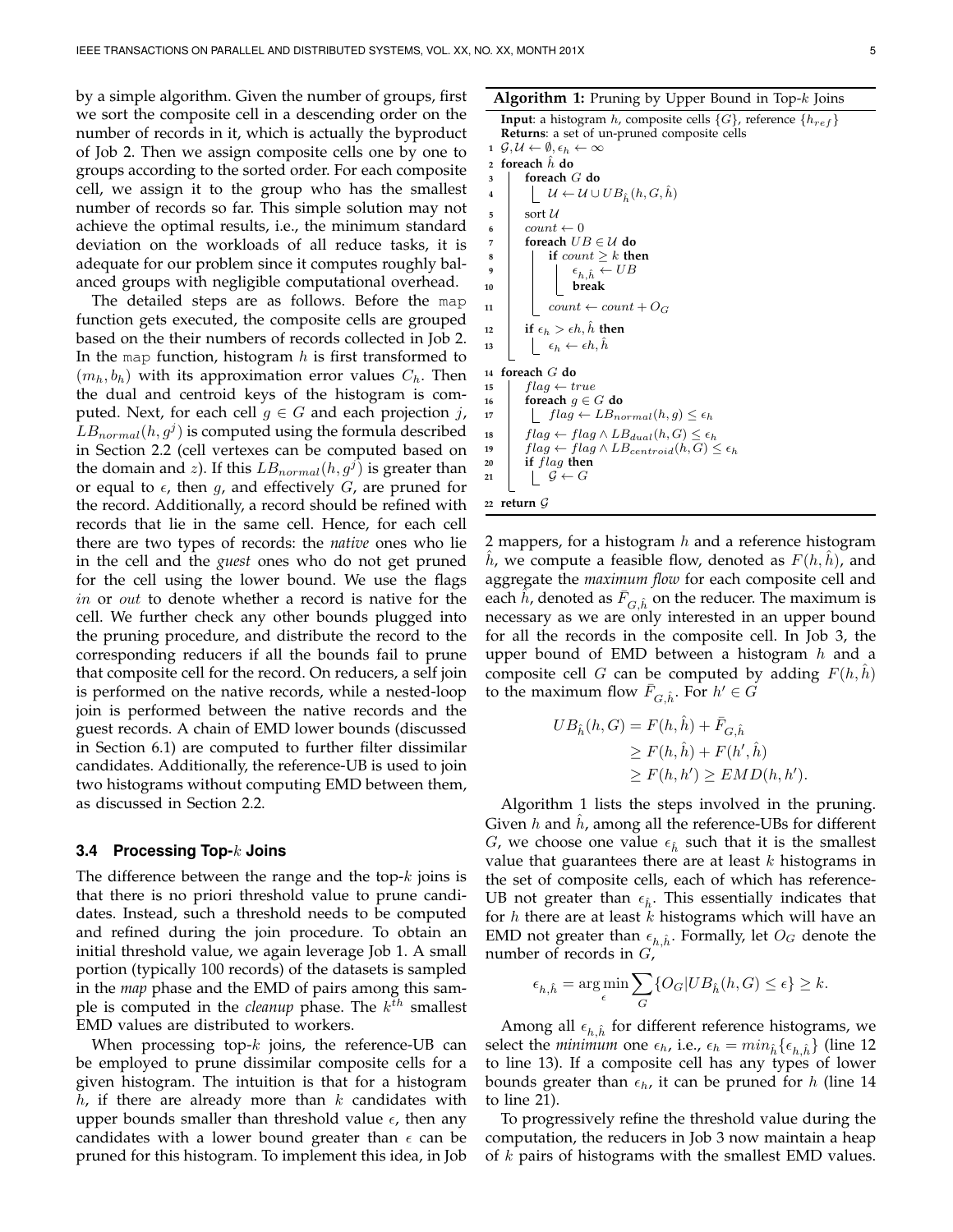by a simple algorithm. Given the number of groups, first we sort the composite cell in a descending order on the number of records in it, which is actually the byproduct of Job 2. Then we assign composite cells one by one to groups according to the sorted order. For each composite cell, we assign it to the group who has the smallest number of records so far. This simple solution may not achieve the optimal results, i.e., the minimum standard deviation on the workloads of all reduce tasks, it is adequate for our problem since it computes roughly balanced groups with negligible computational overhead.

The detailed steps are as follows. Before the `map` function gets executed, the composite cells are grouped based on the their numbers of records collected in Job 2. In the `map` function, histogram $h$ is first transformed to $(m_h, b_h)$ with its approximation error values $C_h$. Then the dual and centroid keys of the histogram is computed. Next, for each cell $g \in G$ and each projection $j$, $LB_{normal}(h, g^j)$ is computed using the formula described in Section 2.2 (cell vertexes can be computed based on the domain and $z$). If this $LB_{normal}(h, g^j)$ is greater than or equal to $\epsilon$, then $g$, and effectively $G$, are pruned for the record. Additionally, a record should be refined with records that lie in the same cell. Hence, for each cell there are two types of records: the *native* ones who lie in the cell and the *guest* ones who do not get pruned for the cell using the lower bound. We use the flags *in* or *out* to denote whether a record is native for the cell. We further check any other bounds plugged into the pruning procedure, and distribute the record to the corresponding reducers if all the bounds fail to prune that composite cell for the record. On reducers, a self join is performed on the native records, while a nested-loop join is performed between the native records and the guest records. A chain of EMD lower bounds (discussed in Section 6.1) are computed to further filter dissimilar candidates. Additionally, the reference-UB is used to join two histograms without computing EMD between them, as discussed in Section 2.2.

### 3.4 Processing Top-$k$ Joins

The difference between the range and the top-$k$ joins is that there is no priori threshold value to prune candidates. Instead, such a threshold needs to be computed and refined during the join procedure. To obtain an initial threshold value, we again leverage Job 1. A small portion (typically 100 records) of the datasets is sampled in the *map* phase and the EMD of pairs among this sample is computed in the *cleanup* phase. The $k^{th}$ smallest EMD values are distributed to workers.

When processing top-$k$ joins, the reference-UB can be employed to prune dissimilar composite cells for a given histogram. The intuition is that for a histogram $h$, if there are already more than $k$ candidates with upper bounds smaller than threshold value $\epsilon$, then any candidates with a lower bound greater than $\epsilon$ can be pruned for this histogram. To implement this idea, in Job 2 mappers, for a histogram $h$ and a reference histogram $\hat{h}$, we compute a feasible flow, denoted as $F(h, \hat{h})$, and aggregate the *maximum flow* for each composite cell and each $\hat{h}$, denoted as $\bar{F}_{G,\hat{h}}$ on the reducer. The maximum is necessary as we are only interested in an upper bound for all the records in the composite cell. In Job 3, the upper bound of EMD between a histogram $h$ and a composite cell $G$ can be computed by adding $F(h, \hat{h})$ to the maximum flow $\bar{F}_{G,\hat{h}}$. For $h' \in G$

**Algorithm 1:** Pruning by Upper Bound in Top-$k$ Joins

```
Input: a histogram h, composite cells {G}, reference {h_ref}
Returns: a set of un-pruned composite cells
1  𝒢, 𝒰 ← ∅, ε_h ← ∞
2  foreach ĥ do
3      foreach G do
4          𝒰 ← 𝒰 ∪ UB_ĥ(h, G, ĥ)
5      sort 𝒰
6      count ← 0
7      foreach UB ∈ 𝒰 do
8          if count ≥ k then
9              ε_{h,ĥ} ← UB
10             break
11         count ← count + O_G
12     if ε_h > εh, ĥ then
13         ε_h ← εh, ĥ
14 foreach G do
15     flag ← true
16     foreach g ∈ G do
17         flag ← LB_normal(h, g) ≤ ε_h
18     flag ← flag ∧ LB_dual(h, G) ≤ ε_h
19     flag ← flag ∧ LB_centroid(h, G) ≤ ε_h
20     if flag then
21         𝒢 ← G
22 return 𝒢
```

$$
\begin{aligned}
UB_{\hat{h}}(h, G) &= F(h, \hat{h}) + \bar{F}_{G,\hat{h}} \\
&\geq F(h, \hat{h}) + F(h', \hat{h}) \\
&\geq F(h, h') \geq EMD(h, h').
\end{aligned}
$$

Algorithm 1 lists the steps involved in the pruning. Given $h$ and $\hat{h}$, among all the reference-UBs for different $G$, we choose one value $\epsilon_{\hat{h}}$ such that it is the smallest value that guarantees there are at least $k$ histograms in the set of composite cells, each of which has reference-UB not greater than $\epsilon_{\hat{h}}$. This essentially indicates that for $h$ there are at least $k$ histograms which will have an EMD not greater than $\epsilon_{h,\hat{h}}$. Formally, let $O_G$ denote the number of records in $G$,

$$
\epsilon_{h,\hat{h}} = \arg\min_{\epsilon} \sum_{G} \{O_G | UB_{\hat{h}}(h, G) \leq \epsilon\} \geq k.
$$

Among all $\epsilon_{h,\hat{h}}$ for different reference histograms, we select the *minimum* one $\epsilon_h$, i.e., $\epsilon_h = min_{\hat{h}}\{\epsilon_{h,\hat{h}}\}$ (line 12 to line 13). If a composite cell has any types of lower bounds greater than $\epsilon_h$, it can be pruned for $h$ (line 14 to line 21).

To progressively refine the threshold value during the computation, the reducers in Job 3 now maintain a heap of $k$ pairs of histograms with the smallest EMD values.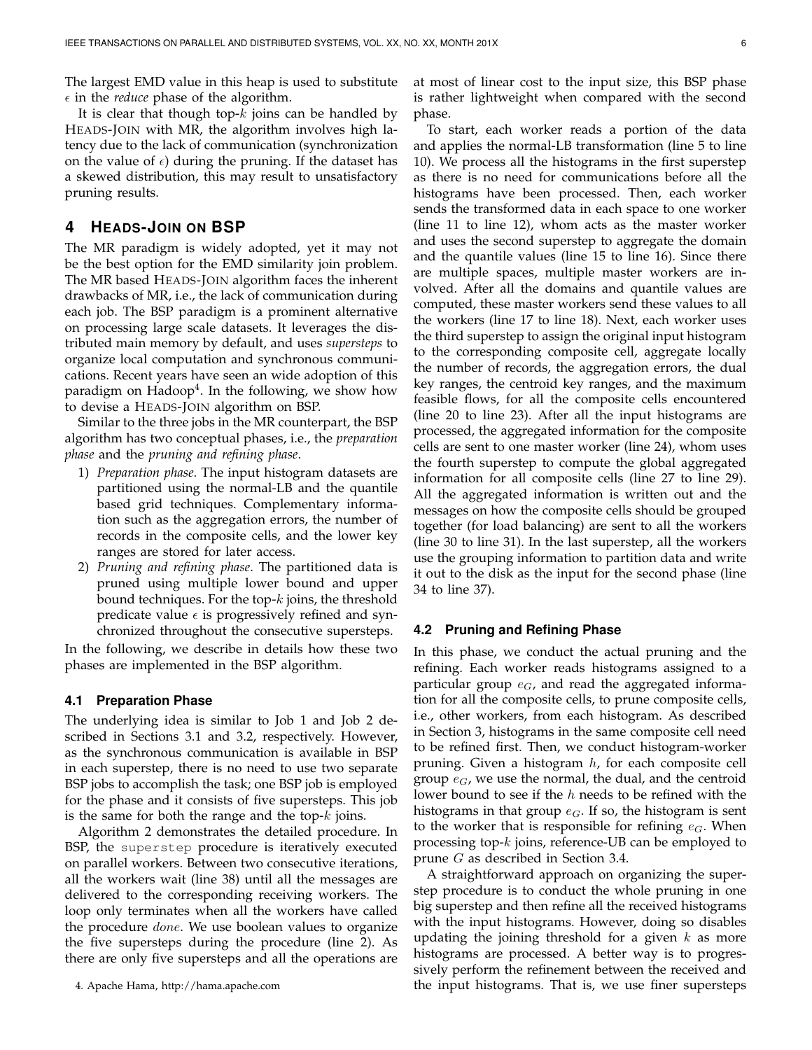The largest EMD value in this heap is used to substitute $\epsilon$ in the *reduce* phase of the algorithm.

It is clear that though top-$k$ joins can be handled by HEADS-JOIN with MR, the algorithm involves high latency due to the lack of communication (synchronization on the value of $\epsilon$) during the pruning. If the dataset has a skewed distribution, this may result to unsatisfactory pruning results.

## 4 HEADS-JOIN ON BSP

The MR paradigm is widely adopted, yet it may not be the best option for the EMD similarity join problem. The MR based HEADS-JOIN algorithm faces the inherent drawbacks of MR, i.e., the lack of communication during each job. The BSP paradigm is a prominent alternative on processing large scale datasets. It leverages the distributed main memory by default, and uses *supersteps* to organize local computation and synchronous communications. Recent years have seen an wide adoption of this paradigm on Hadoop[4]. In the following, we show how to devise a HEADS-JOIN algorithm on BSP.

Similar to the three jobs in the MR counterpart, the BSP algorithm has two conceptual phases, i.e., the *preparation phase* and the *pruning and refining phase*.

1) *Preparation phase*. The input histogram datasets are partitioned using the normal-LB and the quantile based grid techniques. Complementary information such as the aggregation errors, the number of records in the composite cells, and the lower key ranges are stored for later access.
2) *Pruning and refining phase*. The partitioned data is pruned using multiple lower bound and upper bound techniques. For the top-$k$ joins, the threshold predicate value $\epsilon$ is progressively refined and synchronized throughout the consecutive supersteps.

In the following, we describe in details how these two phases are implemented in the BSP algorithm.

### 4.1 Preparation Phase

The underlying idea is similar to Job 1 and Job 2 described in Sections 3.1 and 3.2, respectively. However, as the synchronous communication is available in BSP in each superstep, there is no need to use two separate BSP jobs to accomplish the task; one BSP job is employed for the phase and it consists of five supersteps. This job is the same for both the range and the top-$k$ joins.

Algorithm 2 demonstrates the detailed procedure. In BSP, the `superstep` procedure is iteratively executed on parallel workers. Between two consecutive iterations, all the workers wait (line 38) until all the messages are delivered to the corresponding receiving workers. The loop only terminates when all the workers have called the procedure *done*. We use boolean values to organize the five supersteps during the procedure (line 2). As there are only five supersteps and all the operations are at most of linear cost to the input size, this BSP phase is rather lightweight when compared with the second phase.

To start, each worker reads a portion of the data and applies the normal-LB transformation (line 5 to line 10). We process all the histograms in the first superstep as there is no need for communications before all the histograms have been processed. Then, each worker sends the transformed data in each space to one worker (line 11 to line 12), whom acts as the master worker and uses the second superstep to aggregate the domain and the quantile values (line 15 to line 16). Since there are multiple spaces, multiple master workers are involved. After all the domains and quantile values are computed, these master workers send these values to all the workers (line 17 to line 18). Next, each worker uses the third superstep to assign the original input histogram to the corresponding composite cell, aggregate locally the number of records, the aggregation errors, the dual key ranges, the centroid key ranges, and the maximum feasible flows, for all the composite cells encountered (line 20 to line 23). After all the input histograms are processed, the aggregated information for the composite cells are sent to one master worker (line 24), whom uses the fourth superstep to compute the global aggregated information for all composite cells (line 27 to line 29). All the aggregated information is written out and the messages on how the composite cells should be grouped together (for load balancing) are sent to all the workers (line 30 to line 31). In the last superstep, all the workers use the grouping information to partition data and write it out to the disk as the input for the second phase (line 34 to line 37).

### 4.2 Pruning and Refining Phase

In this phase, we conduct the actual pruning and the refining. Each worker reads histograms assigned to a particular group $e_G$, and read the aggregated information for all the composite cells, to prune composite cells, i.e., other workers, from each histogram. As described in Section 3, histograms in the same composite cell need to be refined first. Then, we conduct histogram-worker pruning. Given a histogram $h$, for each composite cell group $e_G$, we use the normal, the dual, and the centroid lower bound to see if the $h$ needs to be refined with the histograms in that group $e_G$. If so, the histogram is sent to the worker that is responsible for refining $e_G$. When processing top-$k$ joins, reference-UB can be employed to prune $G$ as described in Section 3.4.

A straightforward approach on organizing the superstep procedure is to conduct the whole pruning in one big superstep and then refine all the received histograms with the input histograms. However, doing so disables updating the joining threshold for a given $k$ as more histograms are processed. A better way is to progressively perform the refinement between the received and the input histograms. That is, we use finer supersteps

4. Apache Hama, http://hama.apache.com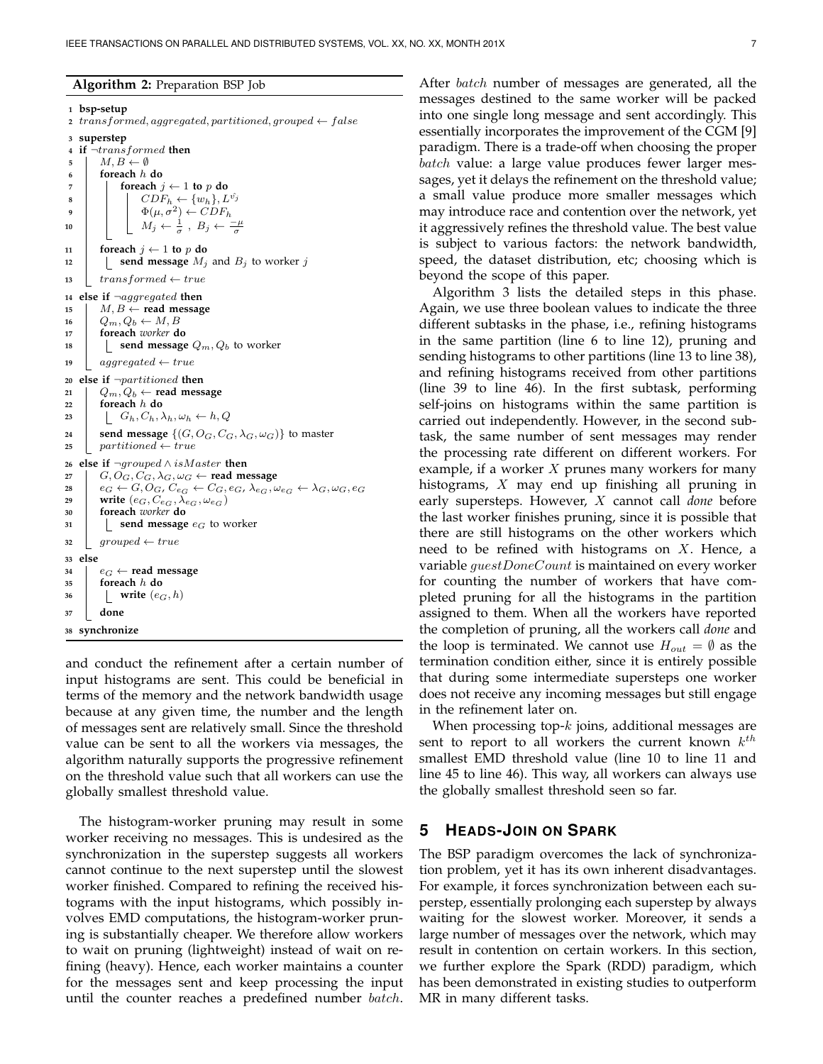**Algorithm 2:** Preparation BSP Job

```
1  bsp-setup
2  transformed, aggregated, partitioned, grouped ← false
3  superstep
4  if ¬transformed then
5      M, B ← ∅
6      foreach h do
7          foreach j ← 1 to p do
8              CDF_h ← {w_h}, L^{v_j}
9              Φ(μ, σ²) ← CDF_h
10             M_j ← 1/σ , B_j ← −μ/σ
11     foreach j ← 1 to p do
12         send message M_j and B_j to worker j
13     transformed ← true
14 else if ¬aggregated then
15     M, B ← read message
16     Q_m, Q_b ← M, B
17     foreach worker do
18         send message Q_m, Q_b to worker
19     aggregated ← true
20 else if ¬partitioned then
21     Q_m, Q_b ← read message
22     foreach h do
23         G_h, C_h, λ_h, ω_h ← h, Q
24     send message {(G, O_G, C_G, λ_G, ω_G)} to master
25     partitioned ← true
26 else if ¬grouped ∧ isMaster then
27     G, O_G, C_G, λ_G, ω_G ← read message
28     e_G ← G, O_G, C_{e_G} ← C_G, e_G, λ_{e_G}, ω_{e_G} ← λ_G, ω_G, e_G
29     write (e_G, C_{e_G}, λ_{e_G}, ω_{e_G})
30     foreach worker do
31         send message e_G to worker
32     grouped ← true
33 else
34     e_G ← read message
35     foreach h do
36         write (e_G, h)
37     done
38 synchronize
```

and conduct the refinement after a certain number of input histograms are sent. This could be beneficial in terms of the memory and the network bandwidth usage because at any given time, the number and the length of messages sent are relatively small. Since the threshold value can be sent to all the workers via messages, the algorithm naturally supports the progressive refinement on the threshold value such that all workers can use the globally smallest threshold value.

The histogram-worker pruning may result in some worker receiving no messages. This is undesired as the synchronization in the superstep suggests all workers cannot continue to the next superstep until the slowest worker finished. Compared to refining the received histograms with the input histograms, which possibly involves EMD computations, the histogram-worker pruning is substantially cheaper. We therefore allow workers to wait on pruning (lightweight) instead of wait on refining (heavy). Hence, each worker maintains a counter for the messages sent and keep processing the input until the counter reaches a predefined number $batch$. After $batch$ number of messages are generated, all the messages destined to the same worker will be packed into one single long message and sent accordingly. This essentially incorporates the improvement of the CGM [9] paradigm. There is a trade-off when choosing the proper $batch$ value: a large value produces fewer larger messages, yet it delays the refinement on the threshold value; a small value produce more smaller messages which may introduce race and contention over the network, yet it aggressively refines the threshold value. The best value is subject to various factors: the network bandwidth, speed, the dataset distribution, etc; choosing which is beyond the scope of this paper.

Algorithm 3 lists the detailed steps in this phase. Again, we use three boolean values to indicate the three different subtasks in the phase, i.e., refining histograms in the same partition (line 6 to line 12), pruning and sending histograms to other partitions (line 13 to line 38), and refining histograms received from other partitions (line 39 to line 46). In the first subtask, performing self-joins on histograms within the same partition is carried out independently. However, in the second subtask, the same number of sent messages may render the processing rate different on different workers. For example, if a worker $X$ prunes many workers for many histograms, $X$ may end up finishing all pruning in early supersteps. However, $X$ cannot call *done* before the last worker finishes pruning, since it is possible that there are still histograms on the other workers which need to be refined with histograms on $X$. Hence, a variable $guestDoneCount$ is maintained on every worker for counting the number of workers that have completed pruning for all the histograms in the partition assigned to them. When all the workers have reported the completion of pruning, all the workers call *done* and the loop is terminated. We cannot use $H_{out} = \emptyset$ as the termination condition either, since it is entirely possible that during some intermediate supersteps one worker does not receive any incoming messages but still engage in the refinement later on.

When processing top-$k$ joins, additional messages are sent to report to all workers the current known $k^{th}$ smallest EMD threshold value (line 10 to line 11 and line 45 to line 46). This way, all workers can always use the globally smallest threshold seen so far.

## 5 HEADS-JOIN ON SPARK

The BSP paradigm overcomes the lack of synchronization problem, yet it has its own inherent disadvantages. For example, it forces synchronization between each superstep, essentially prolonging each superstep by always waiting for the slowest worker. Moreover, it sends a large number of messages over the network, which may result in contention on certain workers. In this section, we further explore the Spark (RDD) paradigm, which has been demonstrated in existing studies to outperform MR in many different tasks.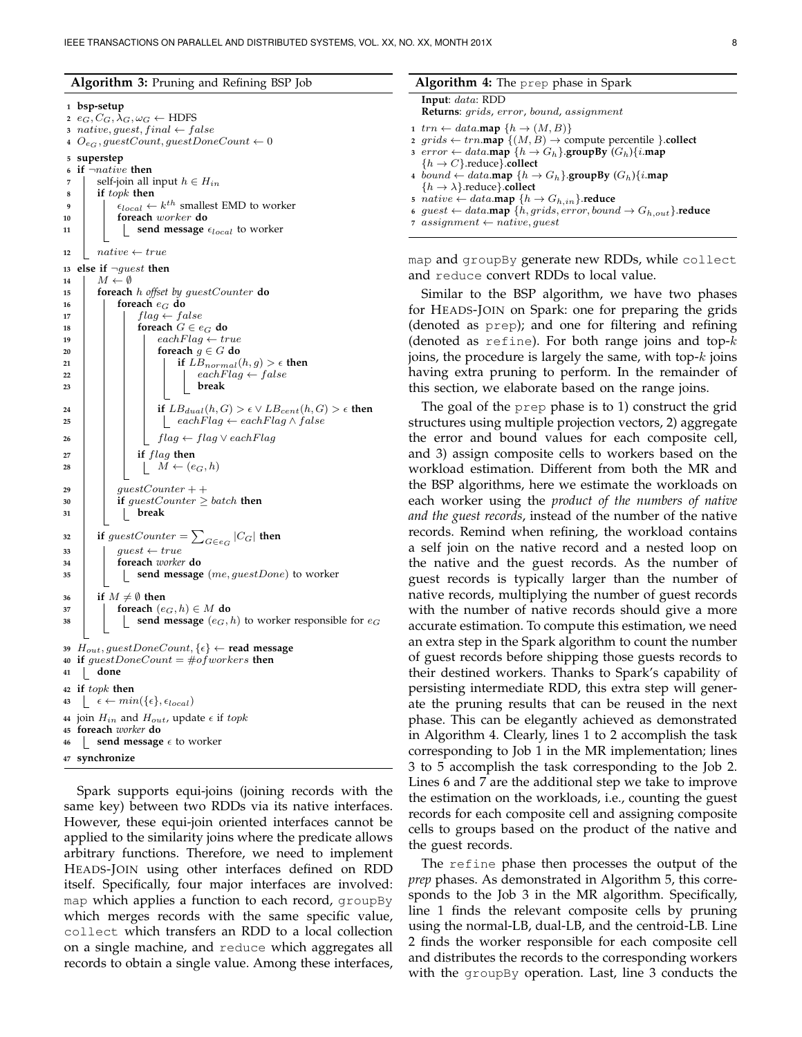**Algorithm 3:** Pruning and Refining BSP Job

```
1  bsp-setup
2  e_G, C_G, λ_G, ω_G ← HDFS
3  native, guest, final ← false
4  O_{e_G}, guestCount, guestDoneCount ← 0
5  superstep
6  if ¬native then
7      self-join all input h ∈ H_in
8      if topk then
9          ε_local ← k^th smallest EMD to worker
10         foreach worker do
11             send message ε_local to worker
12     native ← true
13 else if ¬guest then
14     M ← ∅
15     foreach h offset by guestCounter do
16         foreach e_G do
17             flag ← false
18             foreach G ∈ e_G do
19                 eachFlag ← true
20                 foreach g ∈ G do
21                     if LB_normal(h, g) > ε then
22                         eachFlag ← false
23                         break
24                 if LB_dual(h, G) > ε ∨ LB_cent(h, G) > ε then
25                     eachFlag ← eachFlag ∧ false
26                 flag ← flag ∨ eachFlag
27             if flag then
28                 M ← (e_G, h)
29         guestCounter + +
30         if guestCounter ≥ batch then
31             break
32     if guestCounter = Σ_{G∈e_G} |C_G| then
33         guest ← true
34         foreach worker do
35             send message (me, guestDone) to worker
36     if M ≠ ∅ then
37         foreach (e_G, h) ∈ M do
38             send message (e_G, h) to worker responsible for e_G
39 H_out, guestDoneCount, {ε} ← read message
40 if guestDoneCount = #ofworkers then
41     done
42 if topk then
43     ε ← min({ε}, ε_local)
44 join H_in and H_out, update ε if topk
45 foreach worker do
46     send message ε to worker
47 synchronize
```

Spark supports equi-joins (joining records with the same key) between two RDDs via its native interfaces. However, these equi-join oriented interfaces cannot be applied to the similarity joins where the predicate allows arbitrary functions. Therefore, we need to implement HEADS-JOIN using other interfaces defined on RDD itself. Specifically, four major interfaces are involved: `map` which applies a function to each record, `groupBy` which merges records with the same specific value, `collect` which transfers an RDD to a local collection on a single machine, and `reduce` which aggregates all records to obtain a single value. Among these interfaces, `map` and `groupBy` generate new RDDs, while `collect` and `reduce` convert RDDs to local value.

**Algorithm 4:** The `prep` phase in Spark

**Input**: *data*: RDD
**Returns**: *grids*, *error*, *bound*, *assignment*

```
1  trn ← data.map {h → (M, B)}
2  grids ← trn.map {(M, B) → compute percentile }.collect
3  error ← data.map {h → G_h}.groupBy (G_h){i.map {h → C}.reduce}.collect
4  bound ← data.map {h → G_h}.groupBy (G_h){i.map {h → λ}.reduce}.collect
5  native ← data.map {h → G_{h,in}}.reduce
6  guest ← data.map {h, grids, error, bound → G_{h,out}}.reduce
7  assignment ← native, guest
```

Similar to the BSP algorithm, we have two phases for HEADS-JOIN on Spark: one for preparing the grids (denoted as `prep`); and one for filtering and refining (denoted as `refine`). For both range joins and top-$k$ joins, the procedure is largely the same, with top-$k$ joins having extra pruning to perform. In the remainder of this section, we elaborate based on the range joins.

The goal of the `prep` phase is to 1) construct the grid structures using multiple projection vectors, 2) aggregate the error and bound values for each composite cell, and 3) assign composite cells to workers based on the workload estimation. Different from both the MR and the BSP algorithms, here we estimate the workloads on each worker using the *product of the numbers of native and the guest records*, instead of the number of the native records. Remind when refining, the workload contains a self join on the native record and a nested loop on the native and the guest records. As the number of guest records is typically larger than the number of native records, multiplying the number of guest records with the number of native records should give a more accurate estimation. To compute this estimation, we need an extra step in the Spark algorithm to count the number of guest records before shipping those guests records to their destined workers. Thanks to Spark's capability of persisting intermediate RDD, this extra step will generate the pruning results that can be reused in the next phase. This can be elegantly achieved as demonstrated in Algorithm 4. Clearly, lines 1 to 2 accomplish the task corresponding to Job 1 in the MR implementation; lines 3 to 5 accomplish the task corresponding to the Job 2. Lines 6 and 7 are the additional step we take to improve the estimation on the workloads, i.e., counting the guest records for each composite cell and assigning composite cells to groups based on the product of the native and the guest records.

The `refine` phase then processes the output of the *prep* phases. As demonstrated in Algorithm 5, this corresponds to the Job 3 in the MR algorithm. Specifically, line 1 finds the relevant composite cells by pruning using the normal-LB, dual-LB, and the centroid-LB. Line 2 finds the worker responsible for each composite cell and distributes the records to the corresponding workers with the `groupBy` operation. Last, line 3 conducts the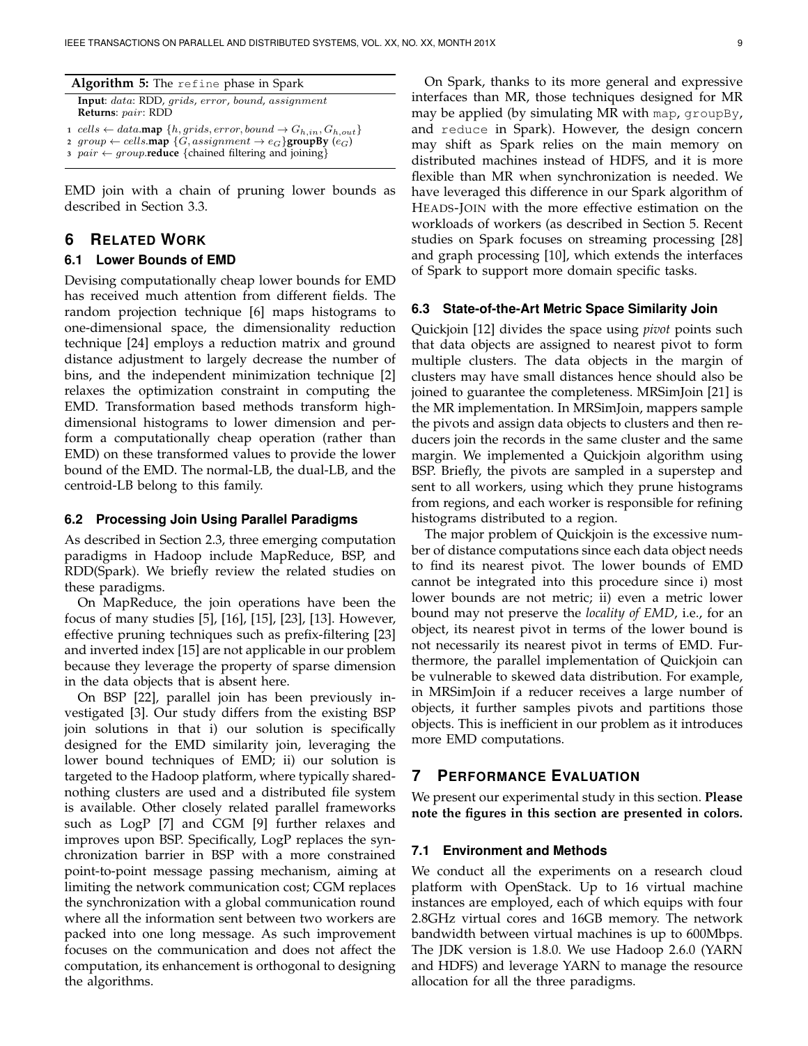**Algorithm 5:** The `refine` phase in Spark

**Input**: *data*: RDD, *grids*, *error*, *bound*, *assignment*
**Returns**: *pair*: RDD

1. $cells \leftarrow data.\mathbf{map}\ \{h, grids, error, bound \rightarrow G_{h,in}, G_{h,out}\}$
2. $group \leftarrow cells.\mathbf{map}\ \{G, assignment \rightarrow e_G\}\mathbf{groupBy}\ (e_G)$
3. $pair \leftarrow group.\mathbf{reduce}$ {chained filtering and joining}

EMD join with a chain of pruning lower bounds as described in Section 3.3.

# 6 Related Work

## 6.1 Lower Bounds of EMD

Devising computationally cheap lower bounds for EMD has received much attention from different fields. The random projection technique [6] maps histograms to one-dimensional space, the dimensionality reduction technique [24] employs a reduction matrix and ground distance adjustment to largely decrease the number of bins, and the independent minimization technique [2] relaxes the optimization constraint in computing the EMD. Transformation based methods transform high-dimensional histograms to lower dimension and perform a computationally cheap operation (rather than EMD) on these transformed values to provide the lower bound of the EMD. The normal-LB, the dual-LB, and the centroid-LB belong to this family.

## 6.2 Processing Join Using Parallel Paradigms

As described in Section 2.3, three emerging computation paradigms in Hadoop include MapReduce, BSP, and RDD(Spark). We briefly review the related studies on these paradigms.

On MapReduce, the join operations have been the focus of many studies [5], [16], [15], [23], [13]. However, effective pruning techniques such as prefix-filtering [23] and inverted index [15] are not applicable in our problem because they leverage the property of sparse dimension in the data objects that is absent here.

On BSP [22], parallel join has been previously investigated [3]. Our study differs from the existing BSP join solutions in that i) our solution is specifically designed for the EMD similarity join, leveraging the lower bound techniques of EMD; ii) our solution is targeted to the Hadoop platform, where typically shared-nothing clusters are used and a distributed file system is available. Other closely related parallel frameworks such as LogP [7] and CGM [9] further relaxes and improves upon BSP. Specifically, LogP replaces the synchronization barrier in BSP with a more constrained point-to-point message passing mechanism, aiming at limiting the network communication cost; CGM replaces the synchronization with a global communication round where all the information sent between two workers are packed into one long message. As such improvement focuses on the communication and does not affect the computation, its enhancement is orthogonal to designing the algorithms.

On Spark, thanks to its more general and expressive interfaces than MR, those techniques designed for MR may be applied (by simulating MR with `map`, `groupBy`, and `reduce` in Spark). However, the design concern may shift as Spark relies on the main memory on distributed machines instead of HDFS, and it is more flexible than MR when synchronization is needed. We have leveraged this difference in our Spark algorithm of Heads-Join with the more effective estimation on the workloads of workers (as described in Section 5. Recent studies on Spark focuses on streaming processing [28] and graph processing [10], which extends the interfaces of Spark to support more domain specific tasks.

## 6.3 State-of-the-Art Metric Space Similarity Join

Quickjoin [12] divides the space using *pivot* points such that data objects are assigned to nearest pivot to form multiple clusters. The data objects in the margin of clusters may have small distances hence should also be joined to guarantee the completeness. MRSimJoin [21] is the MR implementation. In MRSimJoin, mappers sample the pivots and assign data objects to clusters and then reducers join the records in the same cluster and the same margin. We implemented a Quickjoin algorithm using BSP. Briefly, the pivots are sampled in a superstep and sent to all workers, using which they prune histograms from regions, and each worker is responsible for refining histograms distributed to a region.

The major problem of Quickjoin is the excessive number of distance computations since each data object needs to find its nearest pivot. The lower bounds of EMD cannot be integrated into this procedure since i) most lower bounds are not metric; ii) even a metric lower bound may not preserve the *locality of EMD*, i.e., for an object, its nearest pivot in terms of the lower bound is not necessarily its nearest pivot in terms of EMD. Furthermore, the parallel implementation of Quickjoin can be vulnerable to skewed data distribution. For example, in MRSimJoin if a reducer receives a large number of objects, it further samples pivots and partitions those objects. This is inefficient in our problem as it introduces more EMD computations.

# 7 Performance Evaluation

We present our experimental study in this section. **Please note the figures in this section are presented in colors.**

## 7.1 Environment and Methods

We conduct all the experiments on a research cloud platform with OpenStack. Up to 16 virtual machine instances are employed, each of which equips with four 2.8GHz virtual cores and 16GB memory. The network bandwidth between virtual machines is up to 600Mbps. The JDK version is 1.8.0. We use Hadoop 2.6.0 (YARN and HDFS) and leverage YARN to manage the resource allocation for all the three paradigms.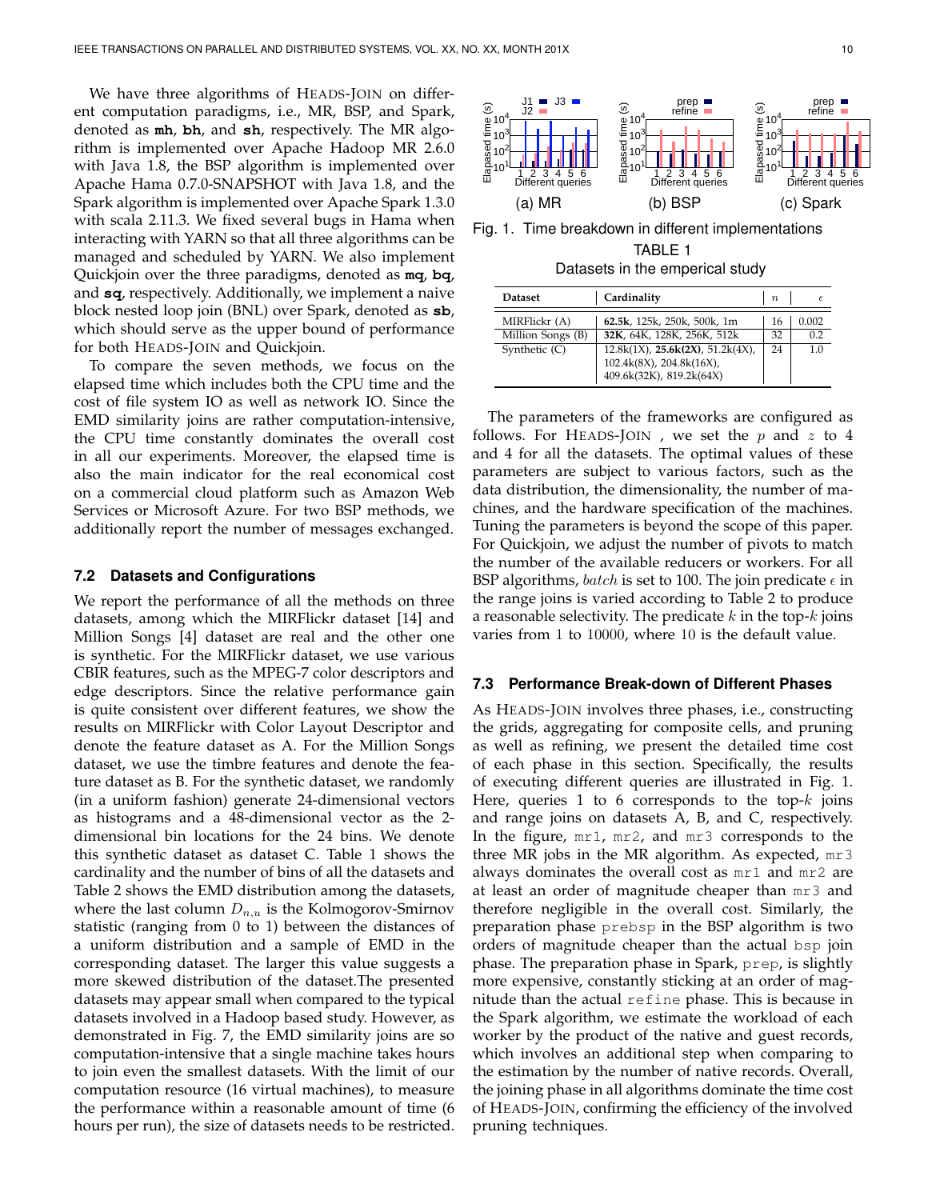We have three algorithms of HEADS-JOIN on different computation paradigms, i.e., MR, BSP, and Spark, denoted as **mh**, **bh**, and **sh**, respectively. The MR algorithm is implemented over Apache Hadoop MR 2.6.0 with Java 1.8, the BSP algorithm is implemented over Apache Hama 0.7.0-SNAPSHOT with Java 1.8, and the Spark algorithm is implemented over Apache Spark 1.3.0 with scala 2.11.3. We fixed several bugs in Hama when interacting with YARN so that all three algorithms can be managed and scheduled by YARN. We also implement Quickjoin over the three paradigms, denoted as **mq**, **bq**, and **sq**, respectively. Additionally, we implement a naive block nested loop join (BNL) over Spark, denoted as **sb**, which should serve as the upper bound of performance for both HEADS-JOIN and Quickjoin.

To compare the seven methods, we focus on the elapsed time which includes both the CPU time and the cost of file system IO as well as network IO. Since the EMD similarity joins are rather computation-intensive, the CPU time constantly dominates the overall cost in all our experiments. Moreover, the elapsed time is also the main indicator for the real economical cost on a commercial cloud platform such as Amazon Web Services or Microsoft Azure. For two BSP methods, we additionally report the number of messages exchanged.

### 7.2 Datasets and Configurations

We report the performance of all the methods on three datasets, among which the MIRFlickr dataset [14] and Million Songs [4] dataset are real and the other one is synthetic. For the MIRFlickr dataset, we use various CBIR features, such as the MPEG-7 color descriptors and edge descriptors. Since the relative performance gain is quite consistent over different features, we show the results on MIRFlickr with Color Layout Descriptor and denote the feature dataset as A. For the Million Songs dataset, we use the timbre features and denote the feature dataset as B. For the synthetic dataset, we randomly (in a uniform fashion) generate 24-dimensional vectors as histograms and a 48-dimensional vector as the 2-dimensional bin locations for the 24 bins. We denote this synthetic dataset as dataset C. Table 1 shows the cardinality and the number of bins of all the datasets and Table 2 shows the EMD distribution among the datasets, where the last column $D_{n,u}$ is the Kolmogorov-Smirnov statistic (ranging from 0 to 1) between the distances of a uniform distribution and a sample of EMD in the corresponding dataset. The larger this value suggests a more skewed distribution of the dataset.The presented datasets may appear small when compared to the typical datasets involved in a Hadoop based study. However, as demonstrated in Fig. 7, the EMD similarity joins are so computation-intensive that a single machine takes hours to join even the smallest datasets. With the limit of our computation resource (16 virtual machines), to measure the performance within a reasonable amount of time (6 hours per run), the size of datasets needs to be restricted.

Fig. 1. Time breakdown in different implementations

TABLE 1
Datasets in the emperical study

| Dataset | Cardinality | $n$ | $\epsilon$ |
|---|---|---|---|
| MIRFlickr (A) | **62.5k**, 125k, 250k, 500k, 1m | 16 | 0.002 |
| Million Songs (B) | **32K**, 64K, 128K, 256K, 512k | 32 | 0.2 |
| Synthetic (C) | 12.8k(1X), **25.6k(2X)**, 51.2k(4X), 102.4k(8X), 204.8k(16X), 409.6k(32X), 819.2k(64X) | 24 | 1.0 |

The parameters of the frameworks are configured as follows. For HEADS-JOIN , we set the $p$ and $z$ to 4 and 4 for all the datasets. The optimal values of these parameters are subject to various factors, such as the data distribution, the dimensionality, the number of machines, and the hardware specification of the machines. Tuning the parameters is beyond the scope of this paper. For Quickjoin, we adjust the number of pivots to match the number of the available reducers or workers. For all BSP algorithms, $batch$ is set to 100. The join predicate $\epsilon$ in the range joins is varied according to Table 2 to produce a reasonable selectivity. The predicate $k$ in the top-$k$ joins varies from 1 to 10000, where 10 is the default value.

### 7.3 Performance Break-down of Different Phases

As HEADS-JOIN involves three phases, i.e., constructing the grids, aggregating for composite cells, and pruning as well as refining, we present the detailed time cost of each phase in this section. Specifically, the results of executing different queries are illustrated in Fig. 1. Here, queries 1 to 6 corresponds to the top-$k$ joins and range joins on datasets A, B, and C, respectively. In the figure, `mr1`, `mr2`, and `mr3` corresponds to the three MR jobs in the MR algorithm. As expected, `mr3` always dominates the overall cost as `mr1` and `mr2` are at least an order of magnitude cheaper than `mr3` and therefore negligible in the overall cost. Similarly, the preparation phase `prebsp` in the BSP algorithm is two orders of magnitude cheaper than the actual `bsp` join phase. The preparation phase in Spark, `prep`, is slightly more expensive, constantly sticking at an order of magnitude than the actual `refine` phase. This is because in the Spark algorithm, we estimate the workload of each worker by the product of the native and guest records, which involves an additional step when comparing to the estimation by the number of native records. Overall, the joining phase in all algorithms dominate the time cost of HEADS-JOIN, confirming the efficiency of the involved pruning techniques.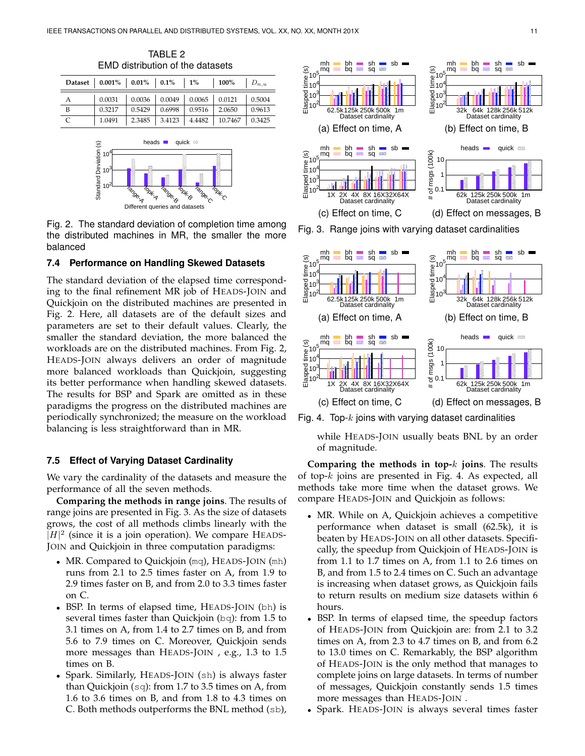TABLE 2
EMD distribution of the datasets

| Dataset | 0.001% | 0.01% | 0.1% | 1% | 100% | $D_{n,u}$ |
|---|---|---|---|---|---|---|
| A | 0.0031 | 0.0036 | 0.0049 | 0.0065 | 0.0121 | 0.5004 |
| B | 0.3217 | 0.5429 | 0.6998 | 0.9516 | 2.0650 | 0.9613 |
| C | 1.0491 | 2.3485 | 3.4123 | 4.4482 | 10.7467 | 0.3425 |

Fig. 2. The standard deviation of completion time among the distributed machines in MR, the smaller the more balanced

### 7.4 Performance on Handling Skewed Datasets

The standard deviation of the elapsed time corresponding to the final refinement MR job of HEADS-JOIN and Quickjoin on the distributed machines are presented in Fig. 2. Here, all datasets are of the default sizes and parameters are set to their default values. Clearly, the smaller the standard deviation, the more balanced the workloads are on the distributed machines. From Fig. 2, HEADS-JOIN always delivers an order of magnitude more balanced workloads than Quickjoin, suggesting its better performance when handling skewed datasets. The results for BSP and Spark are omitted as in these paradigms the progress on the distributed machines are periodically synchronized; the measure on the workload balancing is less straightforward than in MR.

### 7.5 Effect of Varying Dataset Cardinality

We vary the cardinality of the datasets and measure the performance of all the seven methods.

**Comparing the methods in range joins**. The results of range joins are presented in Fig. 3. As the size of datasets grows, the cost of all methods climbs linearly with the $|H|^2$ (since it is a join operation). We compare HEADS-JOIN and Quickjoin in three computation paradigms:

- MR. Compared to Quickjoin (mq), HEADS-JOIN (mh) runs from 2.1 to 2.5 times faster on A, from 1.9 to 2.9 times faster on B, and from 2.0 to 3.3 times faster on C.
- BSP. In terms of elapsed time, HEADS-JOIN (bh) is several times faster than Quickjoin (bq): from 1.5 to 3.1 times on A, from 1.4 to 2.7 times on B, and from 5.6 to 7.9 times on C. Moreover, Quickjoin sends more messages than HEADS-JOIN , e.g., 1.3 to 1.5 times on B.
- Spark. Similarly, HEADS-JOIN (sh) is always faster than Quickjoin (sq): from 1.7 to 3.5 times on A, from 1.6 to 3.6 times on B, and from 1.8 to 4.3 times on C. Both methods outperforms the BNL method (sb), while HEADS-JOIN usually beats BNL by an order of magnitude.

Fig. 3. Range joins with varying dataset cardinalities ((a) Effect on time, A; (b) Effect on time, B; (c) Effect on time, C; (d) Effect on messages, B)

Fig. 4. Top-$k$ joins with varying dataset cardinalities ((a) Effect on time, A; (b) Effect on time, B; (c) Effect on time, C; (d) Effect on messages, B)

**Comparing the methods in top-$k$ joins**. The results of top-$k$ joins are presented in Fig. 4. As expected, all methods take more time when the dataset grows. We compare HEADS-JOIN and Quickjoin as follows:

- MR. While on A, Quickjoin achieves a competitive performance when dataset is small (62.5k), it is beaten by HEADS-JOIN on all other datasets. Specifically, the speedup from Quickjoin of HEADS-JOIN is from 1.1 to 1.7 times on A, from 1.1 to 2.6 times on B, and from 1.5 to 2.4 times on C. Such an advantage is increasing when dataset grows, as Quickjoin fails to return results on medium size datasets within 6 hours.
- BSP. In terms of elapsed time, the speedup factors of HEADS-JOIN from Quickjoin are: from 2.1 to 3.2 times on A, from 2.3 to 4.7 times on B, and from 6.2 to 13.0 times on C. Remarkably, the BSP algorithm of HEADS-JOIN is the only method that manages to complete joins on large datasets. In terms of number of messages, Quickjoin constantly sends 1.5 times more messages than HEADS-JOIN .
- Spark. HEADS-JOIN is always several times faster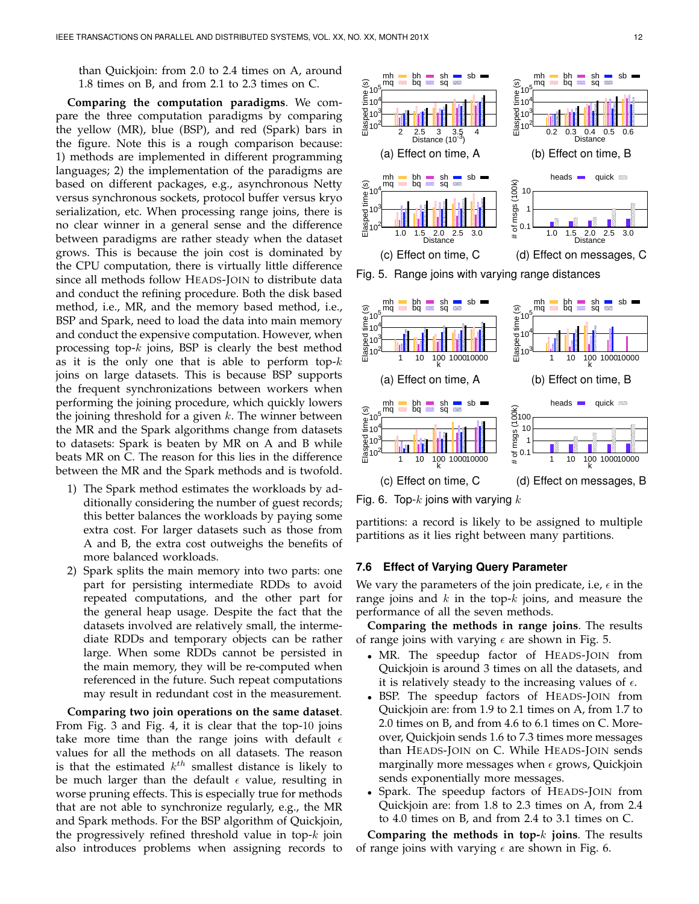than Quickjoin: from 2.0 to 2.4 times on A, around 1.8 times on B, and from 2.1 to 2.3 times on C.

**Comparing the computation paradigms**. We compare the three computation paradigms by comparing the yellow (MR), blue (BSP), and red (Spark) bars in the figure. Note this is a rough comparison because: 1) methods are implemented in different programming languages; 2) the implementation of the paradigms are based on different packages, e.g., asynchronous Netty versus synchronous sockets, protocol buffer versus kryo serialization, etc. When processing range joins, there is no clear winner in a general sense and the difference between paradigms are rather steady when the dataset grows. This is because the join cost is dominated by the CPU computation, there is virtually little difference since all methods follow HEADS-JOIN to distribute data and conduct the refining procedure. Both the disk based method, i.e., MR, and the memory based method, i.e., BSP and Spark, need to load the data into main memory and conduct the expensive computation. However, when processing top-$k$ joins, BSP is clearly the best method as it is the only one that is able to perform top-$k$ joins on large datasets. This is because BSP supports the frequent synchronizations between workers when performing the joining procedure, which quickly lowers the joining threshold for a given $k$. The winner between the MR and the Spark algorithms change from datasets to datasets: Spark is beaten by MR on A and B while beats MR on C. The reason for this lies in the difference between the MR and the Spark methods and is twofold.

1) The Spark method estimates the workloads by additionally considering the number of guest records; this better balances the workloads by paying some extra cost. For larger datasets such as those from A and B, the extra cost outweighs the benefits of more balanced workloads.
2) Spark splits the main memory into two parts: one part for persisting intermediate RDDs to avoid repeated computations, and the other part for the general heap usage. Despite the fact that the datasets involved are relatively small, the intermediate RDDs and temporary objects can be rather large. When some RDDs cannot be persisted in the main memory, they will be re-computed when referenced in the future. Such repeat computations may result in redundant cost in the measurement.

**Comparing two join operations on the same dataset**. From Fig. 3 and Fig. 4, it is clear that the top-10 joins take more time than the range joins with default $\epsilon$ values for all the methods on all datasets. The reason is that the estimated $k^{th}$ smallest distance is likely to be much larger than the default $\epsilon$ value, resulting in worse pruning effects. This is especially true for methods that are not able to synchronize regularly, e.g., the MR and Spark methods. For the BSP algorithm of Quickjoin, the progressively refined threshold value in top-$k$ join also introduces problems when assigning records to partitions: a record is likely to be assigned to multiple partitions as it lies right between many partitions.

mh mq bh bq sh sq sb

Elasped time (s)

Distance ($10^{-3}$)

(a) Effect on time, A

(b) Effect on time, B

(c) Effect on time, C

heads quick

# of msgs (100k)

Distance

(d) Effect on messages, C

Fig. 5. Range joins with varying range distances

k

(a) Effect on time, A

(b) Effect on time, B

(c) Effect on time, C

(d) Effect on messages, B

Fig. 6. Top-$k$ joins with varying $k$

### 7.6 Effect of Varying Query Parameter

We vary the parameters of the join predicate, i.e, $\epsilon$ in the range joins and $k$ in the top-$k$ joins, and measure the performance of all the seven methods.

**Comparing the methods in range joins**. The results of range joins with varying $\epsilon$ are shown in Fig. 5.

- MR. The speedup factor of HEADS-JOIN from Quickjoin is around 3 times on all the datasets, and it is relatively steady to the increasing values of $\epsilon$.
- BSP. The speedup factors of HEADS-JOIN from Quickjoin are: from 1.9 to 2.1 times on A, from 1.7 to 2.0 times on B, and from 4.6 to 6.1 times on C. Moreover, Quickjoin sends 1.6 to 7.3 times more messages than HEADS-JOIN on C. While HEADS-JOIN sends marginally more messages when $\epsilon$ grows, Quickjoin sends exponentially more messages.
- Spark. The speedup factors of HEADS-JOIN from Quickjoin are: from 1.8 to 2.3 times on A, from 2.4 to 4.0 times on B, and from 2.4 to 3.1 times on C.

**Comparing the methods in top-$k$ joins**. The results of range joins with varying $\epsilon$ are shown in Fig. 6.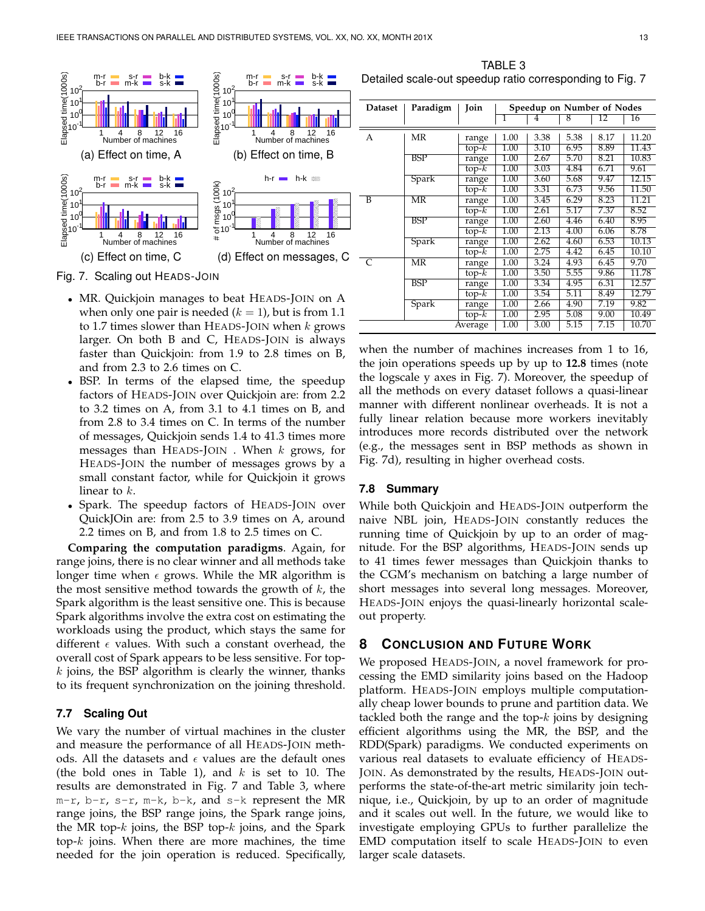Fig. 7. Scaling out HEADS-JOIN

(a) Effect on time, A

(b) Effect on time, B

(c) Effect on time, C

(d) Effect on messages, C

- MR. Quickjoin manages to beat HEADS-JOIN on A when only one pair is needed ($k = 1$), but is from 1.1 to 1.7 times slower than HEADS-JOIN when $k$ grows larger. On both B and C, HEADS-JOIN is always faster than Quickjoin: from 1.9 to 2.8 times on B, and from 2.3 to 2.6 times on C.
- BSP. In terms of the elapsed time, the speedup factors of HEADS-JOIN over Quickjoin are: from 2.2 to 3.2 times on A, from 3.1 to 4.1 times on B, and from 2.8 to 3.4 times on C. In terms of the number of messages, Quickjoin sends 1.4 to 41.3 times more messages than HEADS-JOIN . When $k$ grows, for HEADS-JOIN the number of messages grows by a small constant factor, while for Quickjoin it grows linear to $k$.
- Spark. The speedup factors of HEADS-JOIN over QuickJOin are: from 2.5 to 3.9 times on A, around 2.2 times on B, and from 1.8 to 2.5 times on C.

**Comparing the computation paradigms**. Again, for range joins, there is no clear winner and all methods take longer time when $\epsilon$ grows. While the MR algorithm is the most sensitive method towards the growth of $k$, the Spark algorithm is the least sensitive one. This is because Spark algorithms involve the extra cost on estimating the workloads using the product, which stays the same for different $\epsilon$ values. With such a constant overhead, the overall cost of Spark appears to be less sensitive. For top-$k$ joins, the BSP algorithm is clearly the winner, thanks to its frequent synchronization on the joining threshold.

### 7.7 Scaling Out

We vary the number of virtual machines in the cluster and measure the performance of all HEADS-JOIN methods. All the datasets and $\epsilon$ values are the default ones (the bold ones in Table 1), and $k$ is set to 10. The results are demonstrated in Fig. 7 and Table 3, where m-r, b-r, s-r, m-k, b-k, and s-k represent the MR range joins, the BSP range joins, the Spark range joins, the MR top-$k$ joins, the BSP top-$k$ joins, and the Spark top-$k$ joins. When there are more machines, the time needed for the join operation is reduced. Specifically, when the number of machines increases from 1 to 16, the join operations speeds up by up to **12.8** times (note the logscale y axes in Fig. 7). Moreover, the speedup of all the methods on every dataset follows a quasi-linear manner with different nonlinear overheads. It is not a fully linear relation because more workers inevitably introduces more records distributed over the network (e.g., the messages sent in BSP methods as shown in Fig. 7d), resulting in higher overhead costs.

TABLE 3
Detailed scale-out speedup ratio corresponding to Fig. 7

| Dataset | Paradigm | Join | Speedup on Number of Nodes | | | | |
|---|---|---|---|---|---|---|---|
| | | | 1 | 4 | 8 | 12 | 16 |
| A | MR | range | 1.00 | 3.38 | 5.38 | 8.17 | 11.20 |
| | | top-$k$ | 1.00 | 3.10 | 6.95 | 8.89 | 11.43 |
| | BSP | range | 1.00 | 2.67 | 5.70 | 8.21 | 10.83 |
| | | top-$k$ | 1.00 | 3.03 | 4.84 | 6.71 | 9.61 |
| | Spark | range | 1.00 | 3.60 | 5.68 | 9.47 | 12.15 |
| | | top-$k$ | 1.00 | 3.31 | 6.73 | 9.56 | 11.50 |
| B | MR | range | 1.00 | 3.45 | 6.29 | 8.23 | 11.21 |
| | | top-$k$ | 1.00 | 2.61 | 5.17 | 7.37 | 8.52 |
| | BSP | range | 1.00 | 2.60 | 4.46 | 6.40 | 8.95 |
| | | top-$k$ | 1.00 | 2.13 | 4.00 | 6.06 | 8.78 |
| | Spark | range | 1.00 | 2.62 | 4.60 | 6.53 | 10.13 |
| | | top-$k$ | 1.00 | 2.75 | 4.42 | 6.45 | 10.10 |
| C | MR | range | 1.00 | 3.24 | 4.93 | 6.45 | 9.70 |
| | | top-$k$ | 1.00 | 3.50 | 5.55 | 9.86 | 11.78 |
| | BSP | range | 1.00 | 3.34 | 4.95 | 6.31 | 12.57 |
| | | top-$k$ | 1.00 | 3.54 | 5.11 | 8.49 | 12.79 |
| | Spark | range | 1.00 | 2.66 | 4.90 | 7.19 | 9.82 |
| | | top-$k$ | 1.00 | 2.95 | 5.08 | 9.00 | 10.49 |
| | | Average | 1.00 | 3.00 | 5.15 | 7.15 | 10.70 |

### 7.8 Summary

While both Quickjoin and HEADS-JOIN outperform the naive NBL join, HEADS-JOIN constantly reduces the running time of Quickjoin by up to an order of magnitude. For the BSP algorithms, HEADS-JOIN sends up to 41 times fewer messages than Quickjoin thanks to the CGM's mechanism on batching a large number of short messages into several long messages. Moreover, HEADS-JOIN enjoys the quasi-linearly horizontal scale-out property.

## 8 CONCLUSION AND FUTURE WORK

We proposed HEADS-JOIN, a novel framework for processing the EMD similarity joins based on the Hadoop platform. HEADS-JOIN employs multiple computationally cheap lower bounds to prune and partition data. We tackled both the range and the top-$k$ joins by designing efficient algorithms using the MR, the BSP, and the RDD(Spark) paradigms. We conducted experiments on various real datasets to evaluate efficiency of HEADS-JOIN. As demonstrated by the results, HEADS-JOIN outperforms the state-of-the-art metric similarity join technique, i.e., Quickjoin, by up to an order of magnitude and it scales out well. In the future, we would like to investigate employing GPUs to further parallelize the EMD computation itself to scale HEADS-JOIN to even larger scale datasets.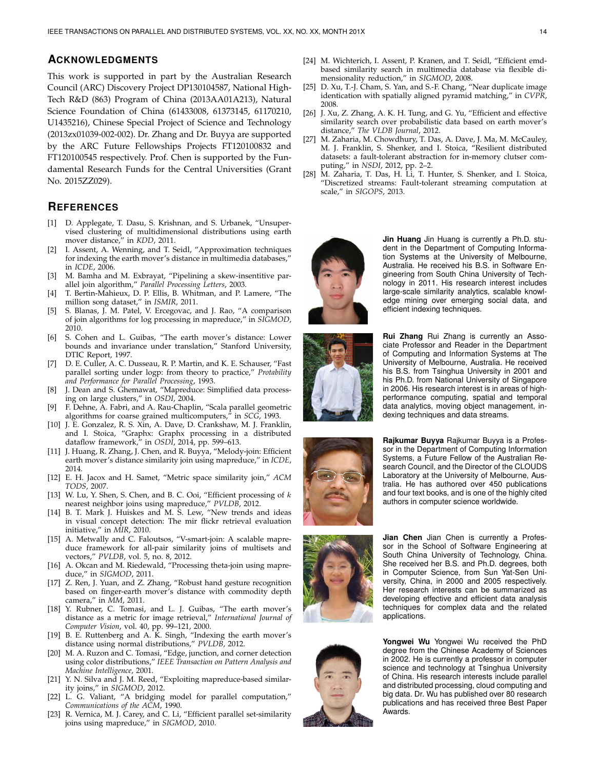## ACKNOWLEDGMENTS

This work is supported in part by the Australian Research Council (ARC) Discovery Project DP130104587, National High-Tech R&D (863) Program of China (2013AA01A213), Natural Science Foundation of China (61433008, 61373145, 61170210, U1435216), Chinese Special Project of Science and Technology (2013zx01039-002-002). Dr. Zhang and Dr. Buyya are supported by the ARC Future Fellowships Projects FT120100832 and FT120100545 respectively. Prof. Chen is supported by the Fundamental Research Funds for the Central Universities (Grant No. 2015ZZ029).

## REFERENCES

[1] D. Applegate, T. Dasu, S. Krishnan, and S. Urbanek, "Unsupervised clustering of multidimensional distributions using earth mover distance," in *KDD*, 2011.

[2] I. Assent, A. Wenning, and T. Seidl, "Approximation techniques for indexing the earth mover's distance in multimedia databases," in *ICDE*, 2006.

[3] M. Bamha and M. Exbrayat, "Pipelining a skew-insentitive parallel join algorithm," *Parallel Processing Letters*, 2003.

[4] T. Bertin-Mahieux, D. P. Ellis, B. Whitman, and P. Lamere, "The million song dataset," in *ISMIR*, 2011.

[5] S. Blanas, J. M. Patel, V. Ercegovac, and J. Rao, "A comparison of join algorithms for log processing in mapreduce," in *SIGMOD*, 2010.

[6] S. Cohen and L. Guibas, "The earth mover's distance: Lower bounds and invariance under translation," Stanford University, DTIC Report, 1997.

[7] D. E. Culler, A. C. Dusseau, R. P. Martin, and K. E. Schauser, "Fast parallel sorting under logp: from theory to practice," *Protability and Performance for Parallel Processing*, 1993.

[8] J. Dean and S. Ghemawat, "Mapreduce: Simplified data processing on large clusters," in *OSDI*, 2004.

[9] F. Dehne, A. Fabri, and A. Rau-Chaplin, "Scala parallel geometric algorithms for coarse grained multicomputers," in *SCG*, 1993.

[10] J. E. Gonzalez, R. S. Xin, A. Dave, D. Crankshaw, M. J. Franklin, and I. Stoica, "Graphx: Graph processing in a distributed dataflow framework," in *OSDI*, 2014, pp. 599–613.

[11] J. Huang, R. Zhang, J. Chen, and R. Buyya, "Melody-join: Efficient earth mover's distance similarity join using mapreduce," in *ICDE*, 2014.

[12] E. H. Jacox and H. Samet, "Metric space similarity join," *ACM TODS*, 2007.

[13] W. Lu, Y. Shen, S. Chen, and B. C. Ooi, "Efficient processing of $k$ nearest neighbor joins using mapreduce," *PVLDB*, 2012.

[14] B. T. Mark J. Huiskes and M. S. Lew, "New trends and ideas in visual concept detection: The mir flickr retrieval evaluation initiative," in *MIR*, 2010.

[15] A. Metwally and C. Faloutsos, "V-smart-join: A scalable mapreduce framework for all-pair similarity joins of multisets and vectors," *PVLDB*, vol. 5, no. 8, 2012.

[16] A. Okcan and M. Riedewald, "Processing theta-join using mapreduce," in *SIGMOD*, 2011.

[17] Z. Ren, J. Yuan, and Z. Zhang, "Robust hand gesture recognition based on finger-earth mover's distance with commodity depth camera," in *MM*, 2011.

[18] Y. Rubner, C. Tomasi, and L. J. Guibas, "The earth mover's distance as a metric for image retrieval," *International Journal of Computer Vision*, vol. 40, pp. 99–121, 2000.

[19] B. E. Ruttenberg and A. K. Singh, "Indexing the earth mover's distance using normal distributions," *PVLDB*, 2012.

[20] M. A. Ruzon and C. Tomasi, "Edge, junction, and corner detection using color distributions," *IEEE Transaction on Pattern Analysis and Machine Intelligence*, 2001.

[21] Y. N. Silva and J. M. Reed, "Exploiting mapreduce-based similarity joins," in *SIGMOD*, 2012.

[22] L. G. Valiant, "A bridging model for parallel computation," *Communications of the ACM*, 1990.

[23] R. Vernica, M. J. Carey, and C. Li, "Efficient parallel set-similarity joins using mapreduce," in *SIGMOD*, 2010.

[24] M. Wichterich, I. Assent, P. Kranen, and T. Seidl, "Efficient emd-based similarity search in multimedia database via flexible dimensionality reduction," in *SIGMOD*, 2008.

[25] D. Xu, T.-J. Cham, S. Yan, and S.-F. Chang, "Near duplicate image identication with spatially aligned pyramid matching," in *CVPR*, 2008.

[26] J. Xu, Z. Zhang, A. K. H. Tung, and G. Yu, "Efficient and effective similarity search over probabilistic data based on earth mover's distance," *The VLDB Journal*, 2012.

[27] M. Zaharia, M. Chowdhury, T. Das, A. Dave, J. Ma, M. McCauley, M. J. Franklin, S. Shenker, and I. Stoica, "Resilient distributed datasets: a fault-tolerant abstraction for in-memory clutser computing," in *NSDI*, 2012, pp. 2–2.

[28] M. Zaharia, T. Das, H. Li, T. Hunter, S. Shenker, and I. Stoica, "Discretized streams: Fault-tolerant streaming computation at scale," in *SIGOPS*, 2013.

**Jin Huang** Jin Huang is currently a Ph.D. student in the Department of Computing Information Systems at the University of Melbourne, Australia. He received his B.S. in Software Engineering from South China University of Technology in 2011. His research interest includes large-scale similarity analytics, scalable knowledge mining over emerging social data, and efficient indexing techniques.

**Rui Zhang** Rui Zhang is currently an Associate Professor and Reader in the Department of Computing and Information Systems at The University of Melbourne, Australia. He received his B.S. from Tsinghua University in 2001 and his Ph.D. from National University of Singapore in 2006. His research interest is in areas of high-performance computing, spatial and temporal data analytics, moving object management, indexing techniques and data streams.

**Rajkumar Buyya** Rajkumar Buyya is a Professor in the Department of Computing Information Systems, a Future Fellow of the Australian Research Council, and the Director of the CLOUDS Laboratory at the University of Melbourne, Australia. He has authored over 450 publications and four text books, and is one of the highly cited authors in computer science worldwide.

**Jian Chen** Jian Chen is currently a Professor in the School of Software Engineering at South China University of Technology, China. She received her B.S. and Ph.D. degrees, both in Computer Science, from Sun Yat-Sen University, China, in 2000 and 2005 respectively. Her research interests can be summarized as developing effective and efficient data analysis techniques for complex data and the related applications.

**Yongwei Wu** Yongwei Wu received the PhD degree from the Chinese Academy of Sciences in 2002. He is currently a professor in computer science and technology at Tsinghua University of China. His research interests include parallel and distributed processing, cloud computing and big data. Dr. Wu has published over 80 research publications and has received three Best Paper Awards.